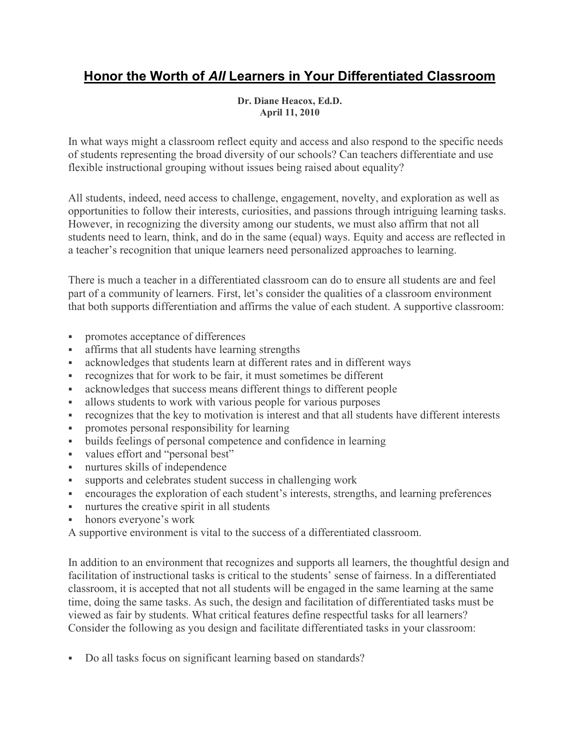# Honor the Worth of *All* Learners in Your Differentiated Classroom

**Dr. Diane Heacox, Ed.D.**
**April 11, 2010**

In what ways might a classroom reflect equity and access and also respond to the specific needs of students representing the broad diversity of our schools? Can teachers differentiate and use flexible instructional grouping without issues being raised about equality?

All students, indeed, need access to challenge, engagement, novelty, and exploration as well as opportunities to follow their interests, curiosities, and passions through intriguing learning tasks. However, in recognizing the diversity among our students, we must also affirm that not all students need to learn, think, and do in the same (equal) ways. Equity and access are reflected in a teacher's recognition that unique learners need personalized approaches to learning.

There is much a teacher in a differentiated classroom can do to ensure all students are and feel part of a community of learners. First, let's consider the qualities of a classroom environment that both supports differentiation and affirms the value of each student. A supportive classroom:

- promotes acceptance of differences
- affirms that all students have learning strengths
- acknowledges that students learn at different rates and in different ways
- recognizes that for work to be fair, it must sometimes be different
- acknowledges that success means different things to different people
- allows students to work with various people for various purposes
- recognizes that the key to motivation is interest and that all students have different interests
- promotes personal responsibility for learning
- builds feelings of personal competence and confidence in learning
- values effort and "personal best"
- nurtures skills of independence
- supports and celebrates student success in challenging work
- encourages the exploration of each student's interests, strengths, and learning preferences
- nurtures the creative spirit in all students
- honors everyone's work

A supportive environment is vital to the success of a differentiated classroom.

In addition to an environment that recognizes and supports all learners, the thoughtful design and facilitation of instructional tasks is critical to the students' sense of fairness. In a differentiated classroom, it is accepted that not all students will be engaged in the same learning at the same time, doing the same tasks. As such, the design and facilitation of differentiated tasks must be viewed as fair by students. What critical features define respectful tasks for all learners? Consider the following as you design and facilitate differentiated tasks in your classroom:

- Do all tasks focus on significant learning based on standards?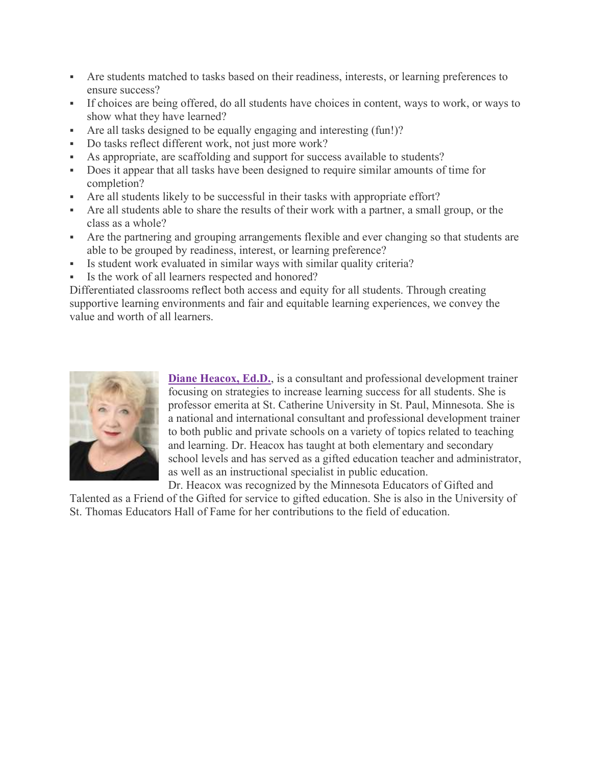- Are students matched to tasks based on their readiness, interests, or learning preferences to ensure success?
- If choices are being offered, do all students have choices in content, ways to work, or ways to show what they have learned?
- Are all tasks designed to be equally engaging and interesting (fun!)?
- Do tasks reflect different work, not just more work?
- As appropriate, are scaffolding and support for success available to students?
- Does it appear that all tasks have been designed to require similar amounts of time for completion?
- Are all students likely to be successful in their tasks with appropriate effort?
- Are all students able to share the results of their work with a partner, a small group, or the class as a whole?
- Are the partnering and grouping arrangements flexible and ever changing so that students are able to be grouped by readiness, interest, or learning preference?
- Is student work evaluated in similar ways with similar quality criteria?
- Is the work of all learners respected and honored?

Differentiated classrooms reflect both access and equity for all students. Through creating supportive learning environments and fair and equitable learning experiences, we convey the value and worth of all learners.

**Diane Heacox, Ed.D.**, is a consultant and professional development trainer focusing on strategies to increase learning success for all students. She is professor emerita at St. Catherine University in St. Paul, Minnesota. She is a national and international consultant and professional development trainer to both public and private schools on a variety of topics related to teaching and learning. Dr. Heacox has taught at both elementary and secondary school levels and has served as a gifted education teacher and administrator, as well as an instructional specialist in public education.

Dr. Heacox was recognized by the Minnesota Educators of Gifted and Talented as a Friend of the Gifted for service to gifted education. She is also in the University of St. Thomas Educators Hall of Fame for her contributions to the field of education.